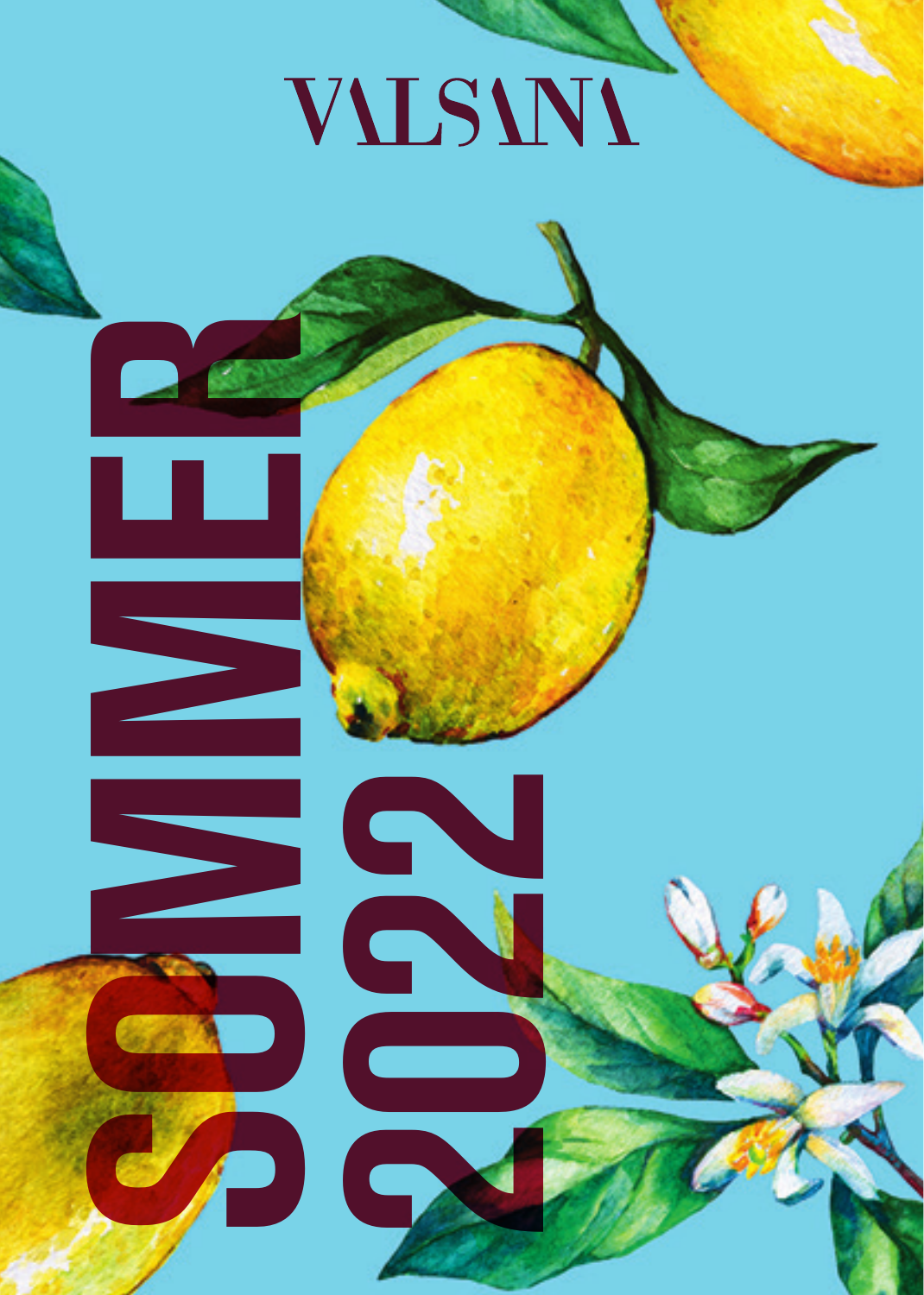# VALSANA

# SOMMER 2022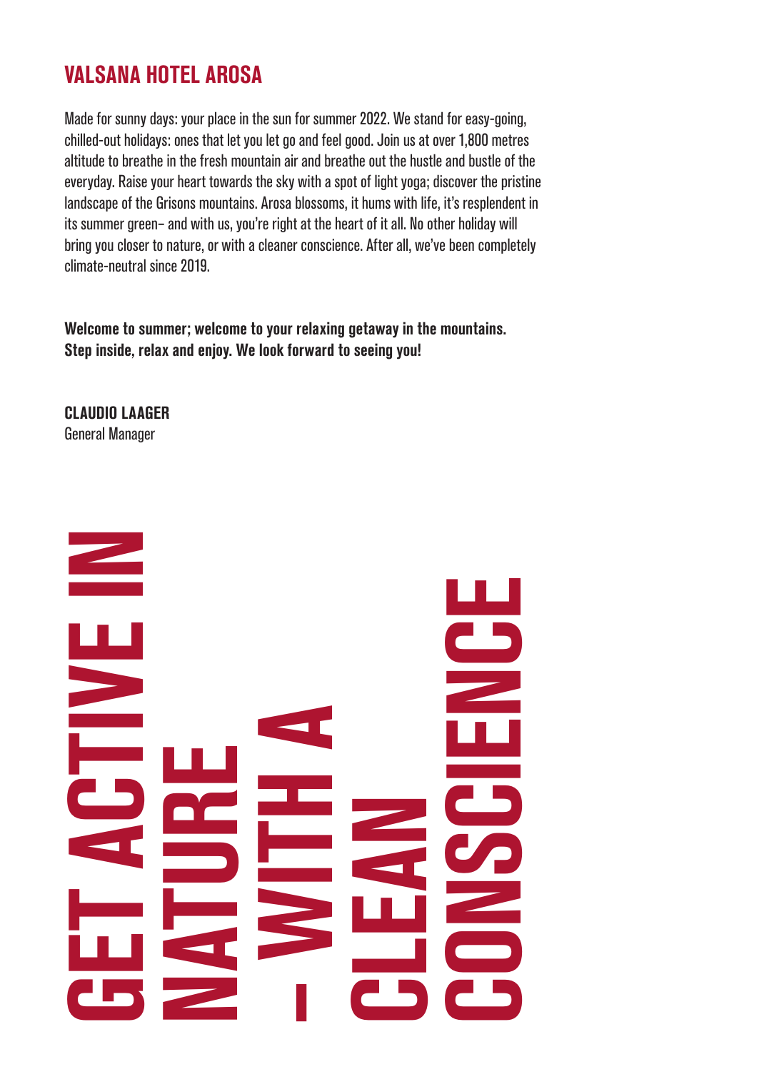## VALSANA HOTEL AROSA

Made for sunny days: your place in the sun for summer 2022. We stand for easy-going, chilled-out holidays: ones that let you let go and feel good. Join us at over 1,800 metres altitude to breathe in the fresh mountain air and breathe out the hustle and bustle of the everyday. Raise your heart towards the sky with a spot of light yoga; discover the pristine landscape of the Grisons mountains. Arosa blossoms, it hums with life, it's resplendent in its summer green– and with us, you're right at the heart of it all. No other holiday will bring you closer to nature, or with a cleaner conscience. After all, we've been completely climate-neutral since 2019.

**Welcome to summer; welcome to your relaxing getaway in the mountains. Step inside, relax and enjoy. We look forward to seeing you!**

**CLAUDIO LAAGER**
General Manager

# GET ACTIVE IN NATURE – WITH A CLEAN CONSCIENCE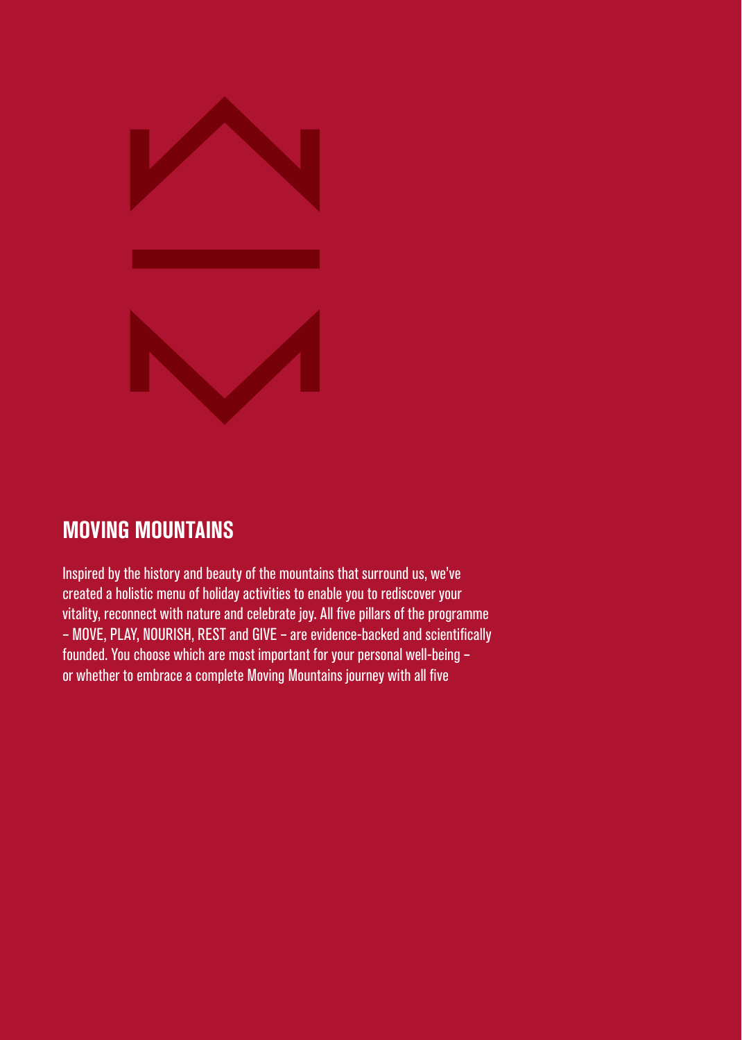## MOVING MOUNTAINS

Inspired by the history and beauty of the mountains that surround us, we've created a holistic menu of holiday activities to enable you to rediscover your vitality, reconnect with nature and celebrate joy. All five pillars of the programme – MOVE, PLAY, NOURISH, REST and GIVE – are evidence-backed and scientifically founded. You choose which are most important for your personal well-being – or whether to embrace a complete Moving Mountains journey with all five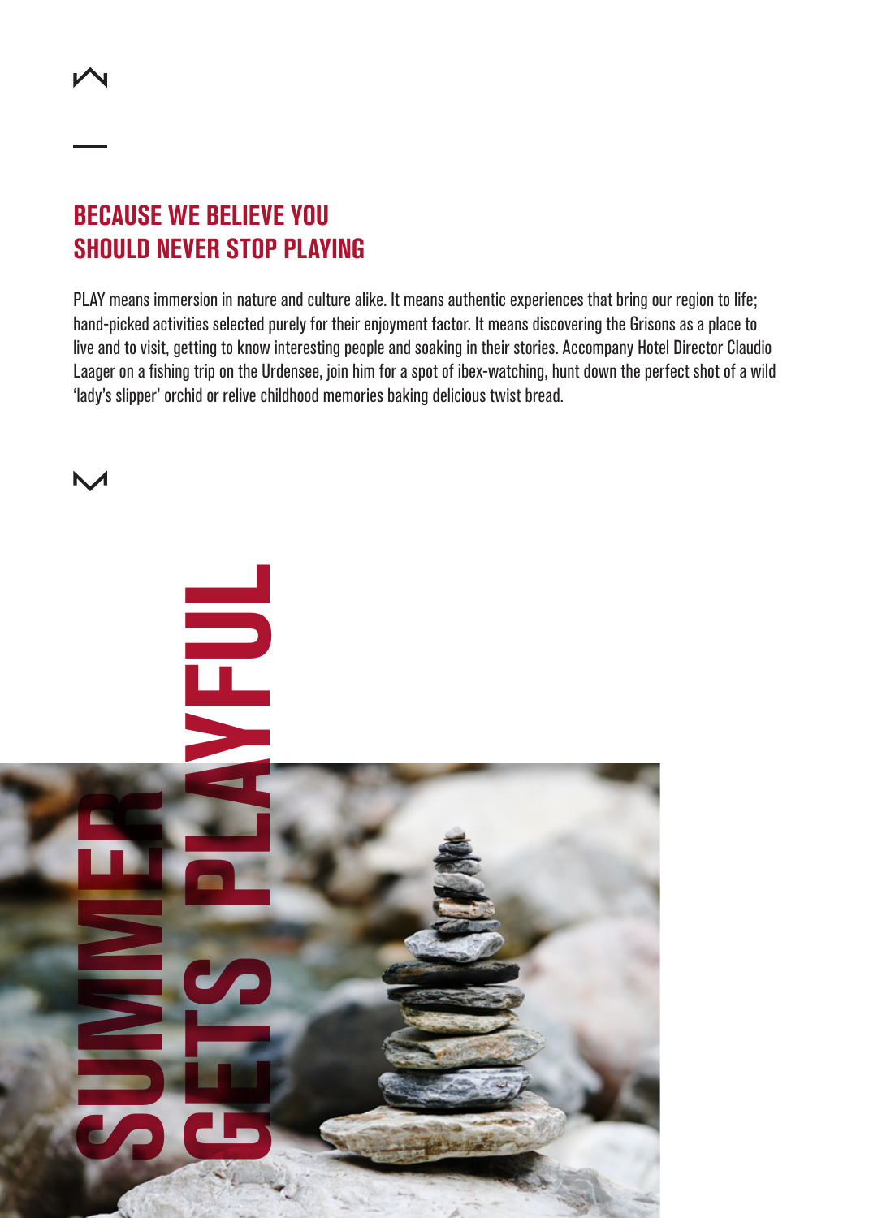## BECAUSE WE BELIEVE YOU SHOULD NEVER STOP PLAYING

PLAY means immersion in nature and culture alike. It means authentic experiences that bring our region to life; hand-picked activities selected purely for their enjoyment factor. It means discovering the Grisons as a place to live and to visit, getting to know interesting people and soaking in their stories. Accompany Hotel Director Claudio Laager on a fishing trip on the Urdensee, join him for a spot of ibex-watching, hunt down the perfect shot of a wild 'lady's slipper' orchid or relive childhood memories baking delicious twist bread.

# SUMMER GETS PLAYFUL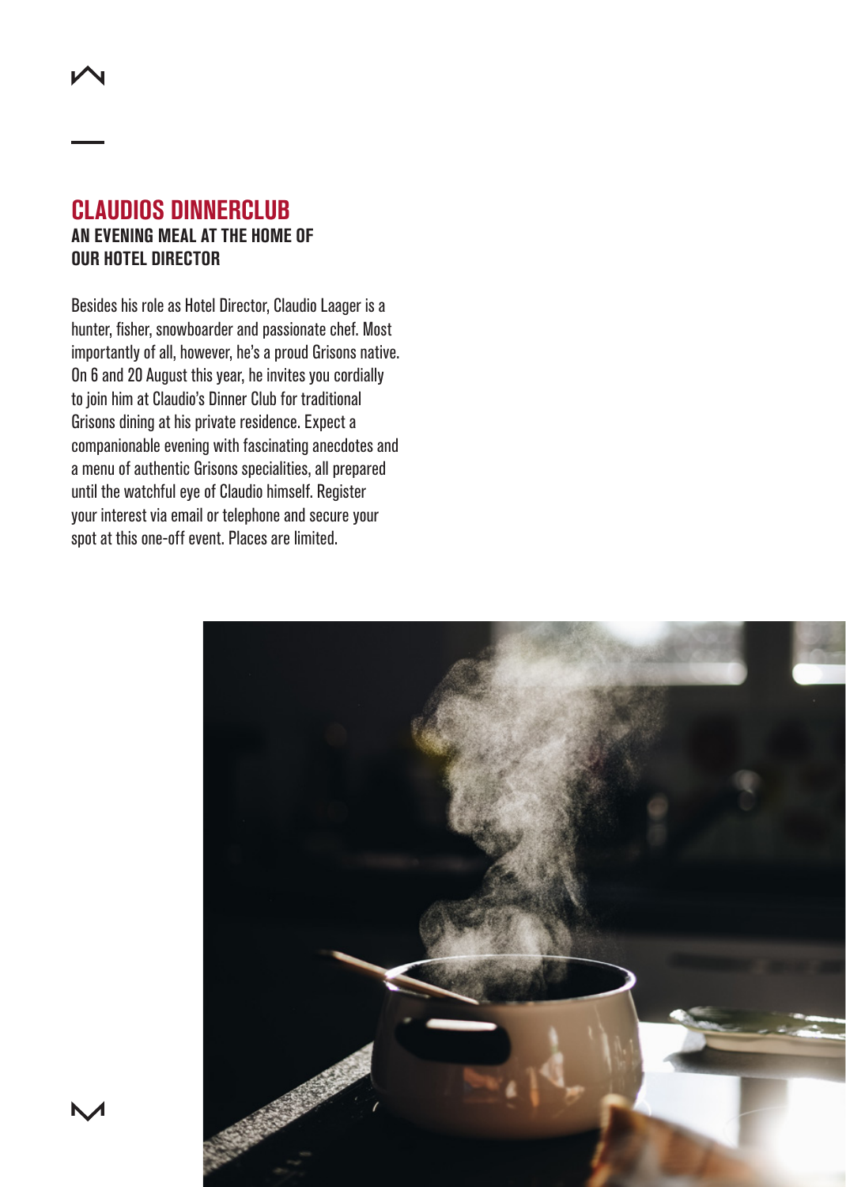## CLAUDIOS DINNERCLUB

### AN EVENING MEAL AT THE HOME OF OUR HOTEL DIRECTOR

Besides his role as Hotel Director, Claudio Laager is a hunter, fisher, snowboarder and passionate chef. Most importantly of all, however, he's a proud Grisons native. On 6 and 20 August this year, he invites you cordially to join him at Claudio's Dinner Club for traditional Grisons dining at his private residence. Expect a companionable evening with fascinating anecdotes and a menu of authentic Grisons specialities, all prepared until the watchful eye of Claudio himself. Register your interest via email or telephone and secure your spot at this one-off event. Places are limited.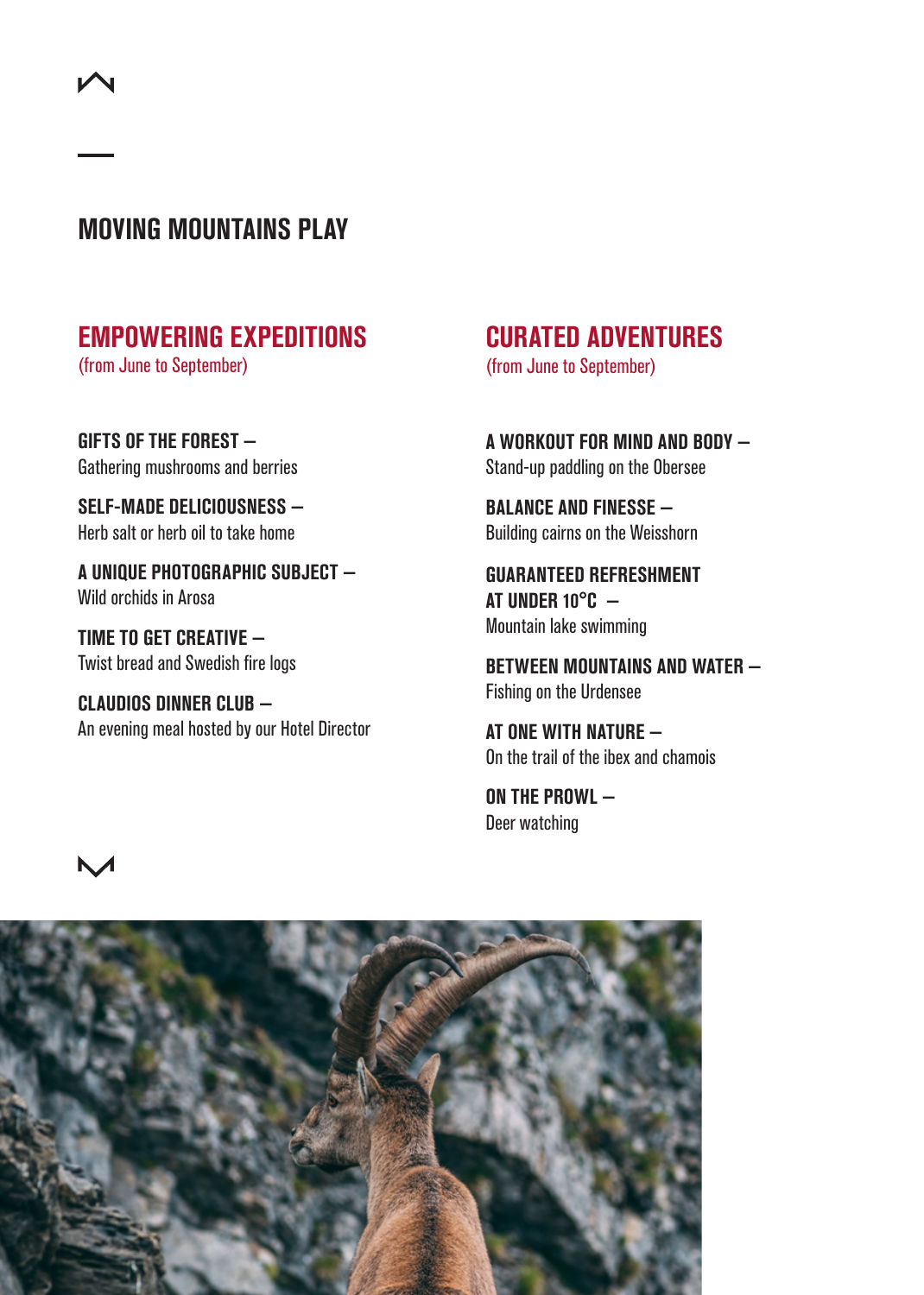## MOVING MOUNTAINS PLAY

### EMPOWERING EXPEDITIONS
(from June to September)

**GIFTS OF THE FOREST –**
Gathering mushrooms and berries

**SELF-MADE DELICIOUSNESS –**
Herb salt or herb oil to take home

**A UNIQUE PHOTOGRAPHIC SUBJECT –**
Wild orchids in Arosa

**TIME TO GET CREATIVE –**
Twist bread and Swedish fire logs

**CLAUDIOS DINNER CLUB –**
An evening meal hosted by our Hotel Director

### CURATED ADVENTURES
(from June to September)

**A WORKOUT FOR MIND AND BODY –**
Stand-up paddling on the Obersee

**BALANCE AND FINESSE –**
Building cairns on the Weisshorn

**GUARANTEED REFRESHMENT AT UNDER 10°C –**
Mountain lake swimming

**BETWEEN MOUNTAINS AND WATER –**
Fishing on the Urdensee

**AT ONE WITH NATURE –**
On the trail of the ibex and chamois

**ON THE PROWL –**
Deer watching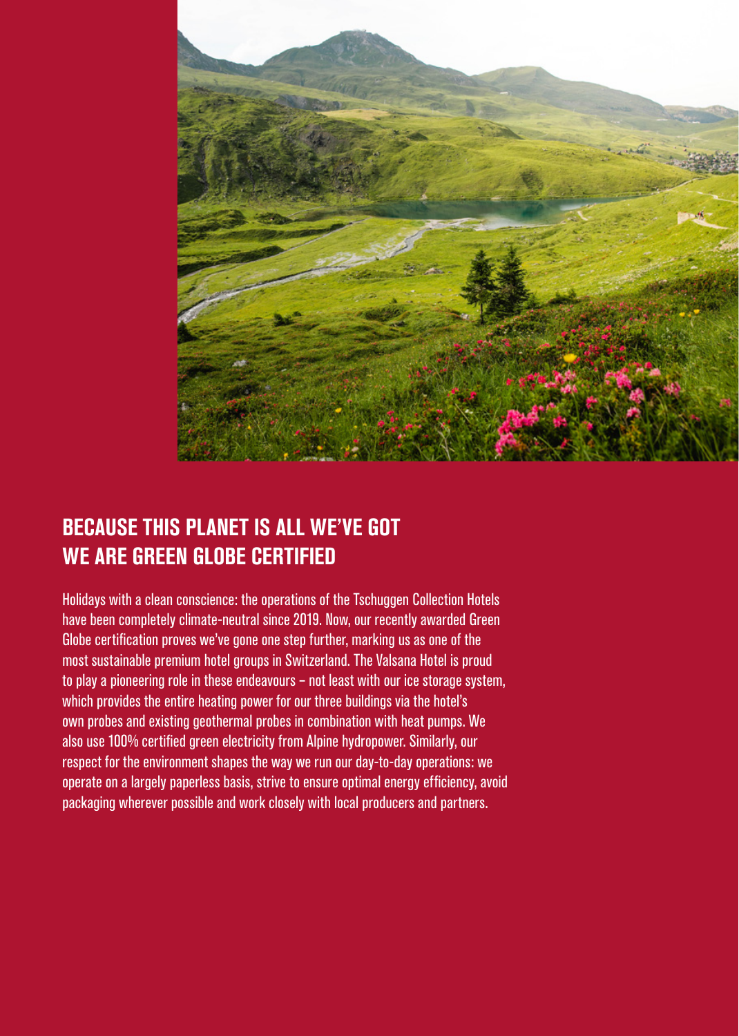## BECAUSE THIS PLANET IS ALL WE'VE GOT
## WE ARE GREEN GLOBE CERTIFIED

Holidays with a clean conscience: the operations of the Tschuggen Collection Hotels have been completely climate-neutral since 2019. Now, our recently awarded Green Globe certification proves we've gone one step further, marking us as one of the most sustainable premium hotel groups in Switzerland. The Valsana Hotel is proud to play a pioneering role in these endeavours – not least with our ice storage system, which provides the entire heating power for our three buildings via the hotel's own probes and existing geothermal probes in combination with heat pumps. We also use 100% certified green electricity from Alpine hydropower. Similarly, our respect for the environment shapes the way we run our day-to-day operations: we operate on a largely paperless basis, strive to ensure optimal energy efficiency, avoid packaging wherever possible and work closely with local producers and partners.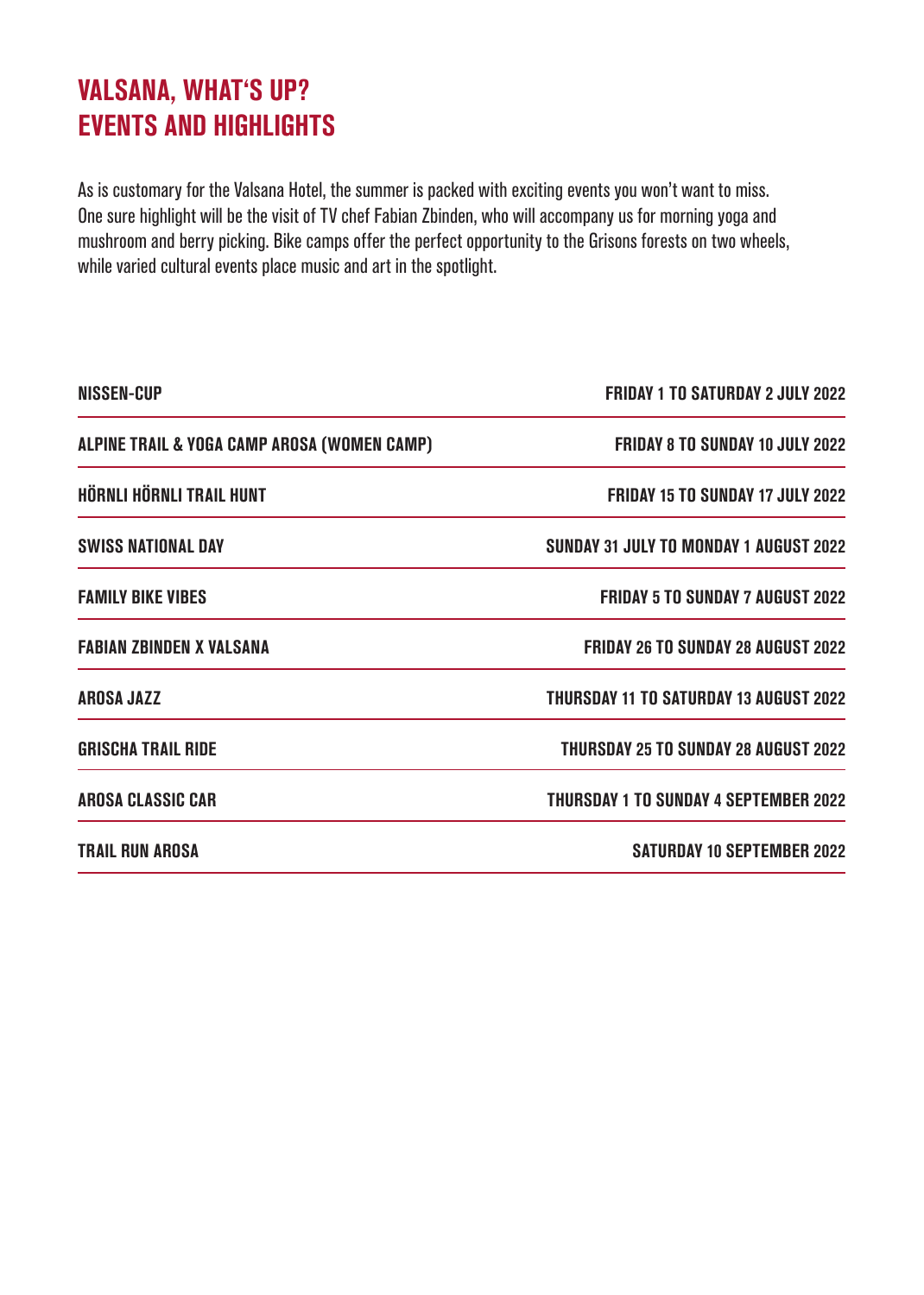# VALSANA, WHAT'S UP?
# EVENTS AND HIGHLIGHTS

As is customary for the Valsana Hotel, the summer is packed with exciting events you won't want to miss. One sure highlight will be the visit of TV chef Fabian Zbinden, who will accompany us for morning yoga and mushroom and berry picking. Bike camps offer the perfect opportunity to the Grisons forests on two wheels, while varied cultural events place music and art in the spotlight.

| | |
|---|---|
| **NISSEN-CUP** | **FRIDAY 1 TO SATURDAY 2 JULY 2022** |
| **ALPINE TRAIL & YOGA CAMP AROSA (WOMEN CAMP)** | **FRIDAY 8 TO SUNDAY 10 JULY 2022** |
| **HÖRNLI HÖRNLI TRAIL HUNT** | **FRIDAY 15 TO SUNDAY 17 JULY 2022** |
| **SWISS NATIONAL DAY** | **SUNDAY 31 JULY TO MONDAY 1 AUGUST 2022** |
| **FAMILY BIKE VIBES** | **FRIDAY 5 TO SUNDAY 7 AUGUST 2022** |
| **FABIAN ZBINDEN X VALSANA** | **FRIDAY 26 TO SUNDAY 28 AUGUST 2022** |
| **AROSA JAZZ** | **THURSDAY 11 TO SATURDAY 13 AUGUST 2022** |
| **GRISCHA TRAIL RIDE** | **THURSDAY 25 TO SUNDAY 28 AUGUST 2022** |
| **AROSA CLASSIC CAR** | **THURSDAY 1 TO SUNDAY 4 SEPTEMBER 2022** |
| **TRAIL RUN AROSA** | **SATURDAY 10 SEPTEMBER 2022** |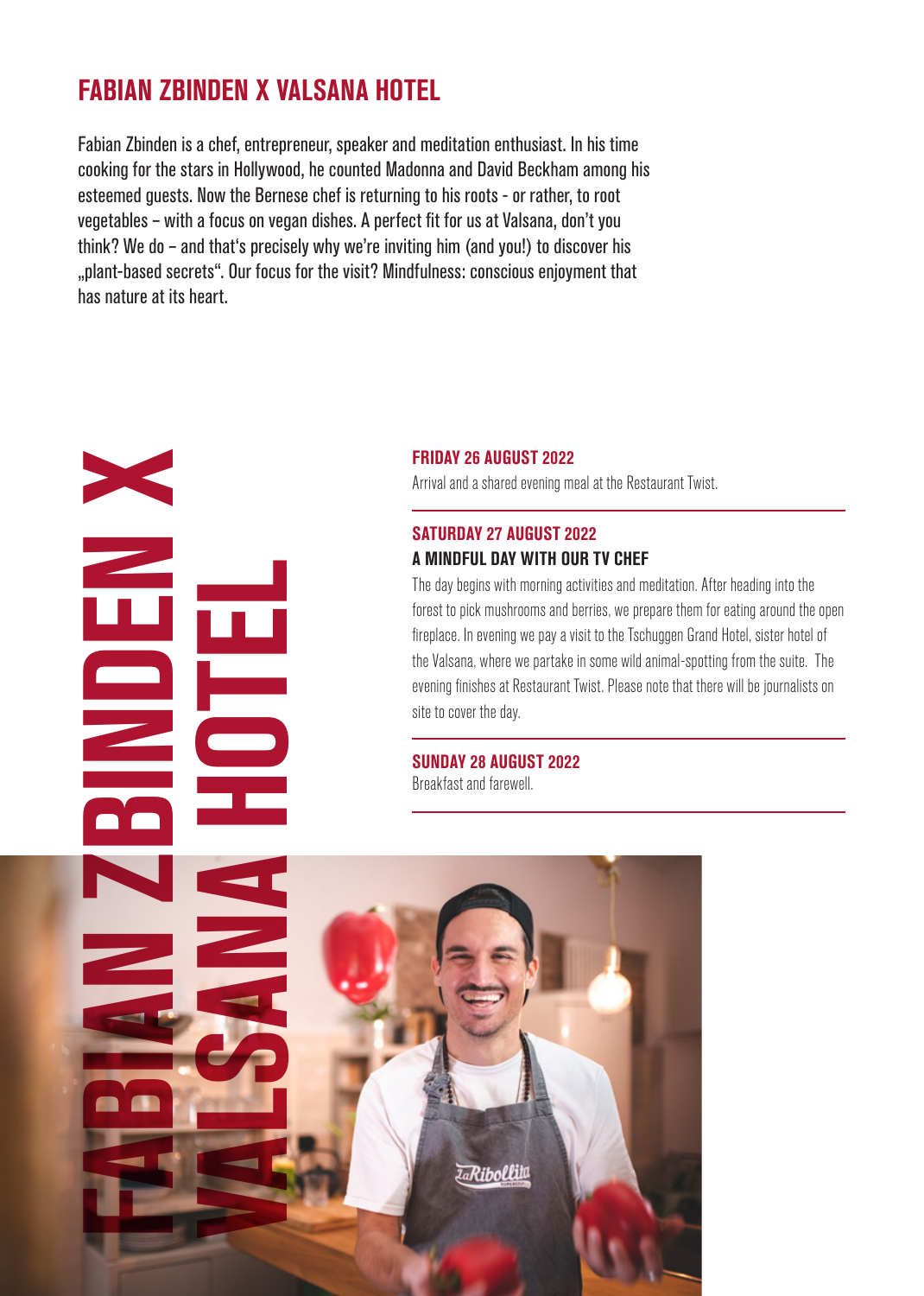# FABIAN ZBINDEN X VALSANA HOTEL

Fabian Zbinden is a chef, entrepreneur, speaker and meditation enthusiast. In his time cooking for the stars in Hollywood, he counted Madonna and David Beckham among his esteemed guests. Now the Bernese chef is returning to his roots - or rather, to root vegetables – with a focus on vegan dishes. A perfect fit for us at Valsana, don't you think? We do – and that's precisely why we're inviting him (and you!) to discover his „plant-based secrets". Our focus for the visit? Mindfulness: conscious enjoyment that has nature at its heart.

FABIAN ZBINDEN X VALSANA HOTEL

## FRIDAY 26 AUGUST 2022

Arrival and a shared evening meal at the Restaurant Twist.

## SATURDAY 27 AUGUST 2022

### A MINDFUL DAY WITH OUR TV CHEF

The day begins with morning activities and meditation. After heading into the forest to pick mushrooms and berries, we prepare them for eating around the open fireplace. In evening we pay a visit to the Tschuggen Grand Hotel, sister hotel of the Valsana, where we partake in some wild animal-spotting from the suite. The evening finishes at Restaurant Twist. Please note that there will be journalists on site to cover the day.

## SUNDAY 28 AUGUST 2022

Breakfast and farewell.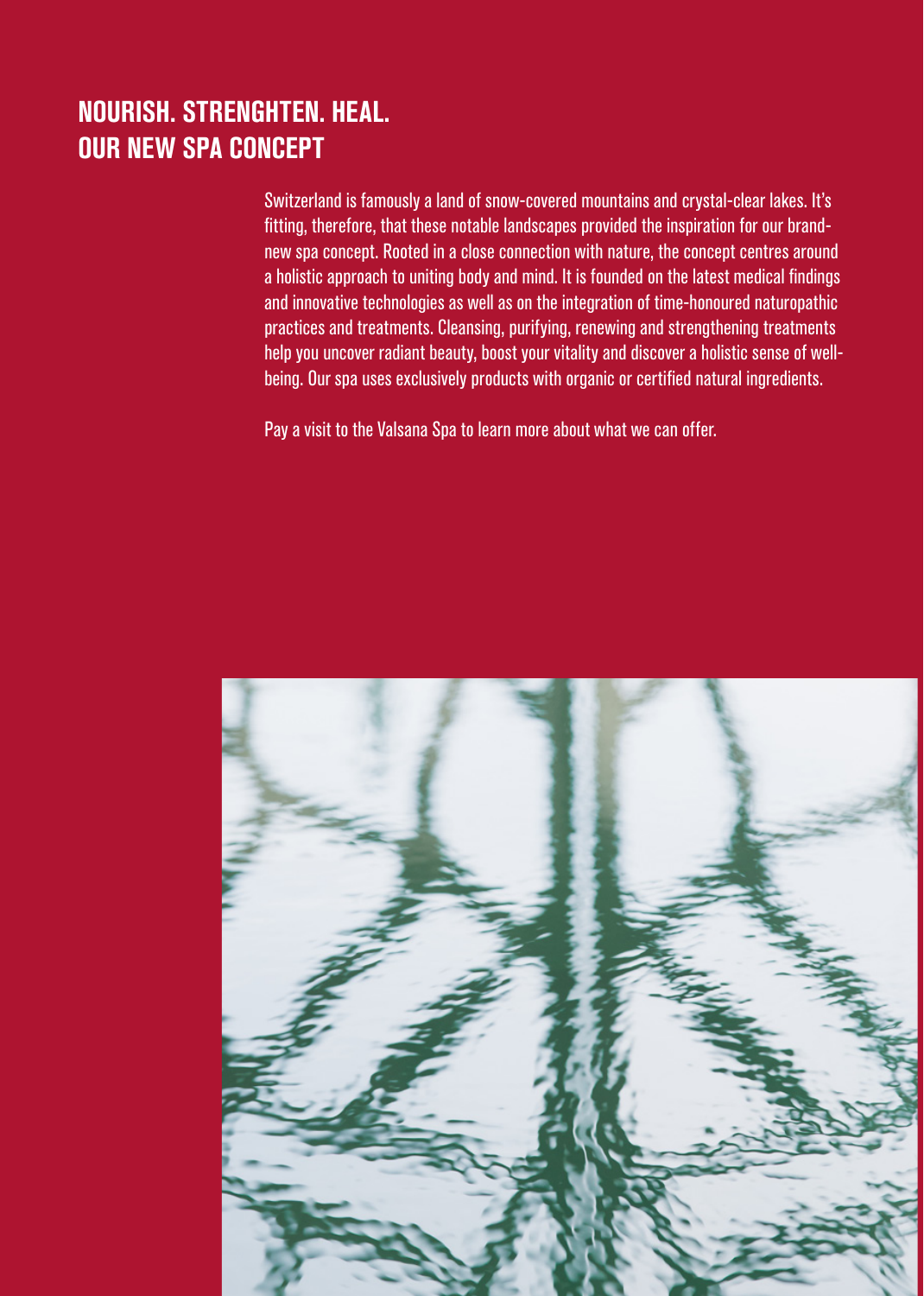# NOURISH. STRENGHTEN. HEAL.
# OUR NEW SPA CONCEPT

Switzerland is famously a land of snow-covered mountains and crystal-clear lakes. It's fitting, therefore, that these notable landscapes provided the inspiration for our brand-new spa concept. Rooted in a close connection with nature, the concept centres around a holistic approach to uniting body and mind. It is founded on the latest medical findings and innovative technologies as well as on the integration of time-honoured naturopathic practices and treatments. Cleansing, purifying, renewing and strengthening treatments help you uncover radiant beauty, boost your vitality and discover a holistic sense of well-being. Our spa uses exclusively products with organic or certified natural ingredients.

Pay a visit to the Valsana Spa to learn more about what we can offer.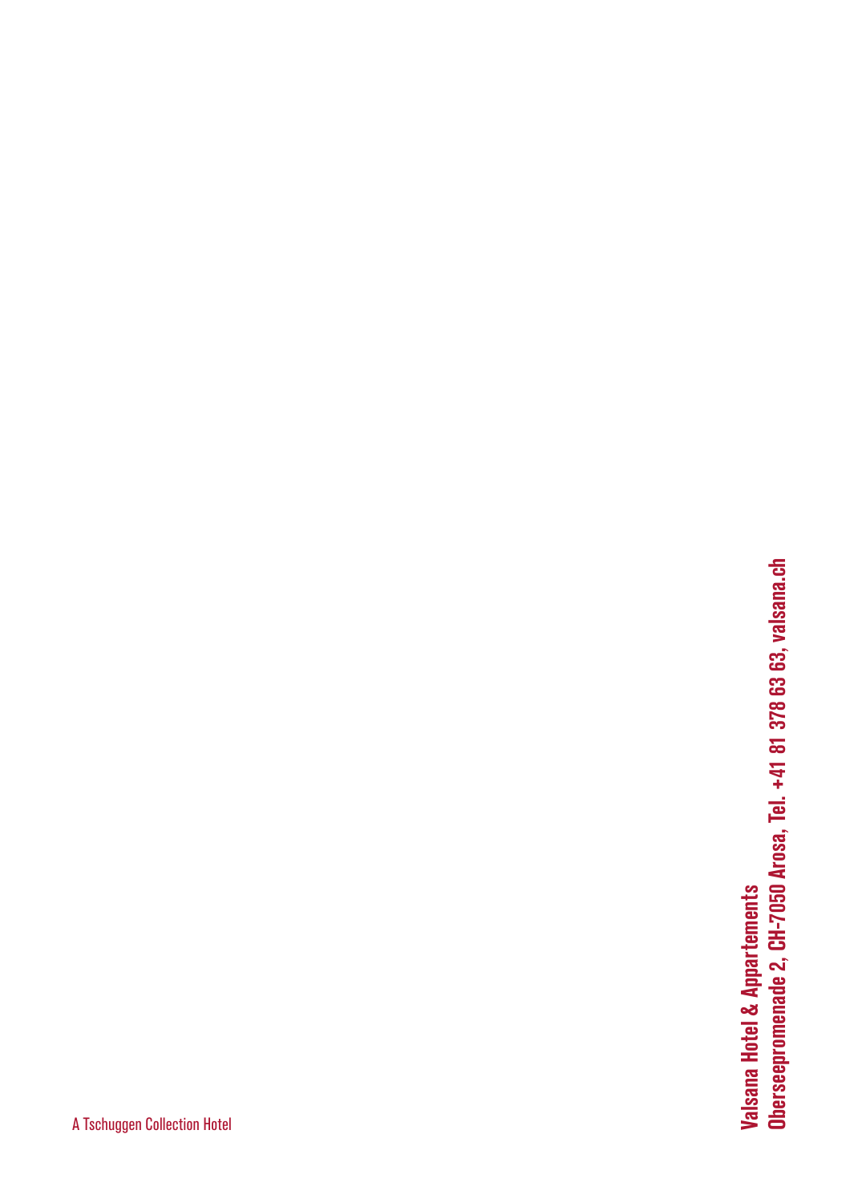**Valsana Hotel & Appartements**
**Oberseepromenade 2, CH-7050 Arosa, Tel. +41 81 378 63 63, valsana.ch**

A Tschuggen Collection Hotel